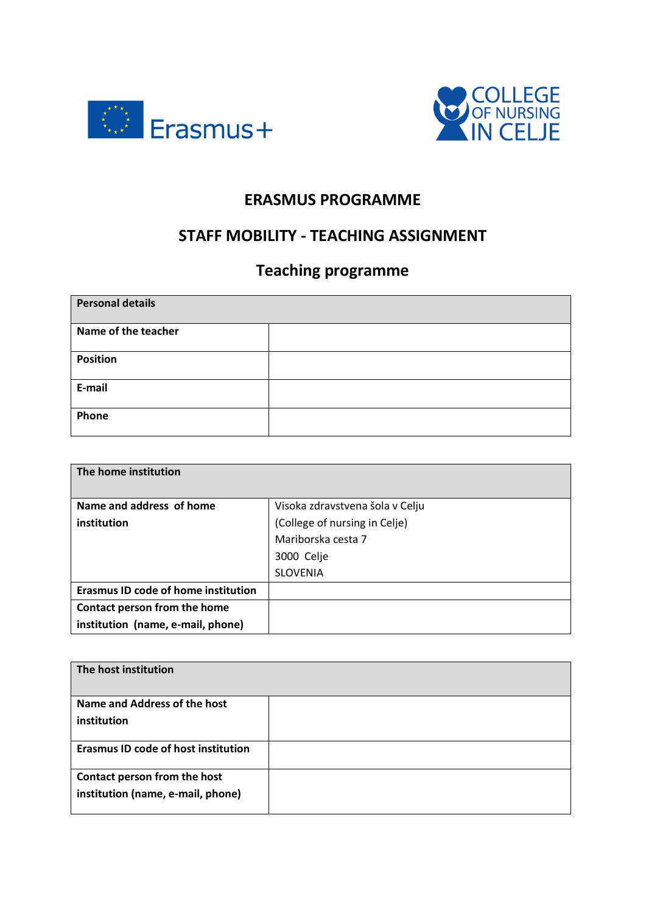# ERASMUS PROGRAMME

## STAFF MOBILITY - TEACHING ASSIGNMENT

## Teaching programme

| **Personal details** | |
|---|---|
| **Name of the teacher** | |
| **Position** | |
| **E-mail** | |
| **Phone** | |

| **The home institution** | |
|---|---|
| **Name and address of home institution** | Visoka zdravstvena šola v Celju<br>(College of nursing in Celje)<br>Mariborska cesta 7<br>3000 Celje<br>SLOVENIA |
| **Erasmus ID code of home institution** | |
| **Contact person from the home institution (name, e-mail, phone)** | |

| **The host institution** | |
|---|---|
| **Name and Address of the host institution** | |
| **Erasmus ID code of host institution** | |
| **Contact person from the host institution (name, e-mail, phone)** | |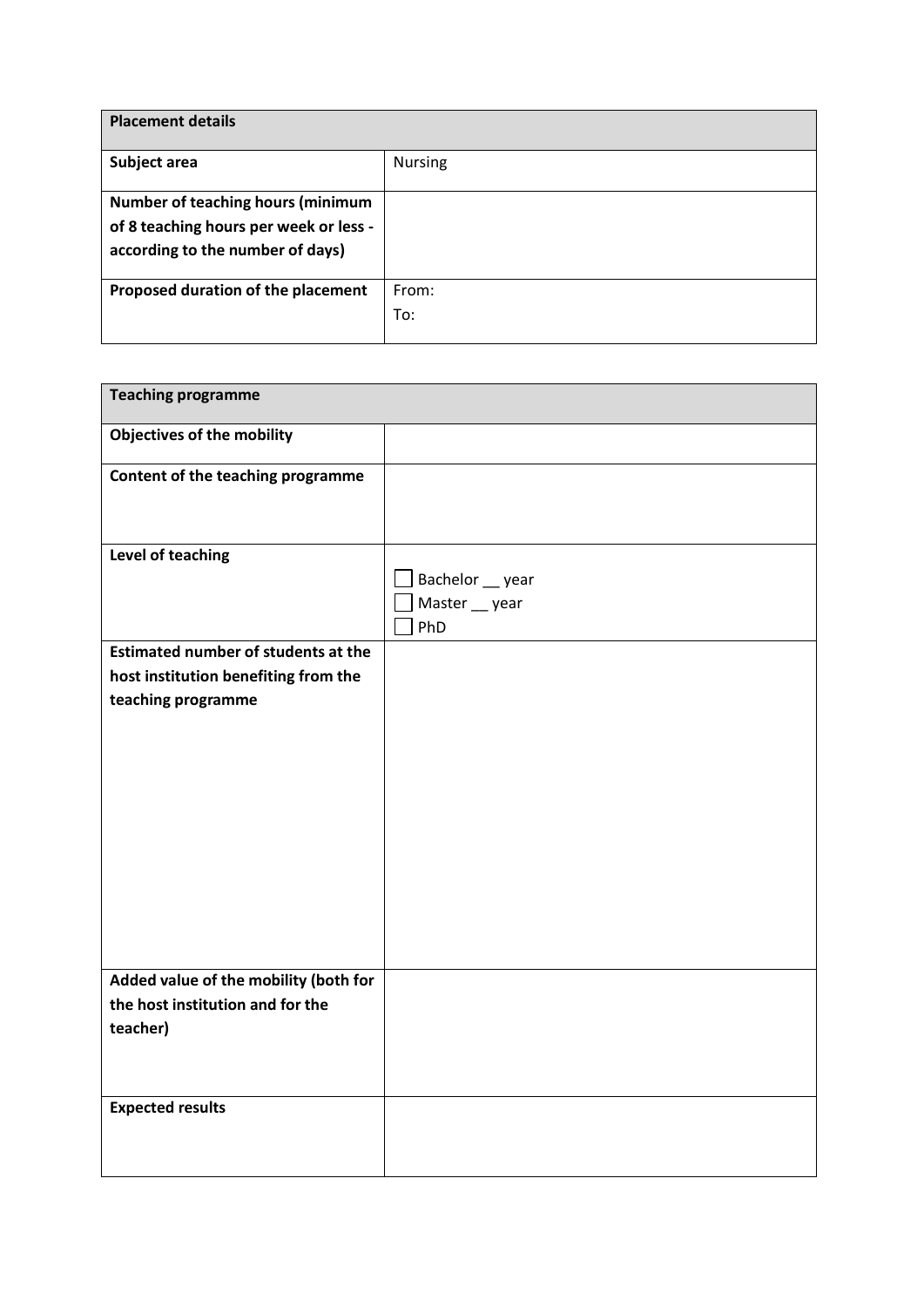| Placement details | |
|---|---|
| **Subject area** | Nursing |
| **Number of teaching hours (minimum of 8 teaching hours per week or less - according to the number of days)** | |
| **Proposed duration of the placement** | From:<br>To: |

| Teaching programme | |
|---|---|
| **Objectives of the mobility** | |
| **Content of the teaching programme** | |
| **Level of teaching** | ☐ Bachelor __ year<br>☐ Master __ year<br>☐ PhD |
| **Estimated number of students at the host institution benefiting from the teaching programme** | |
| **Added value of the mobility (both for the host institution and for the teacher)** | |
| **Expected results** | |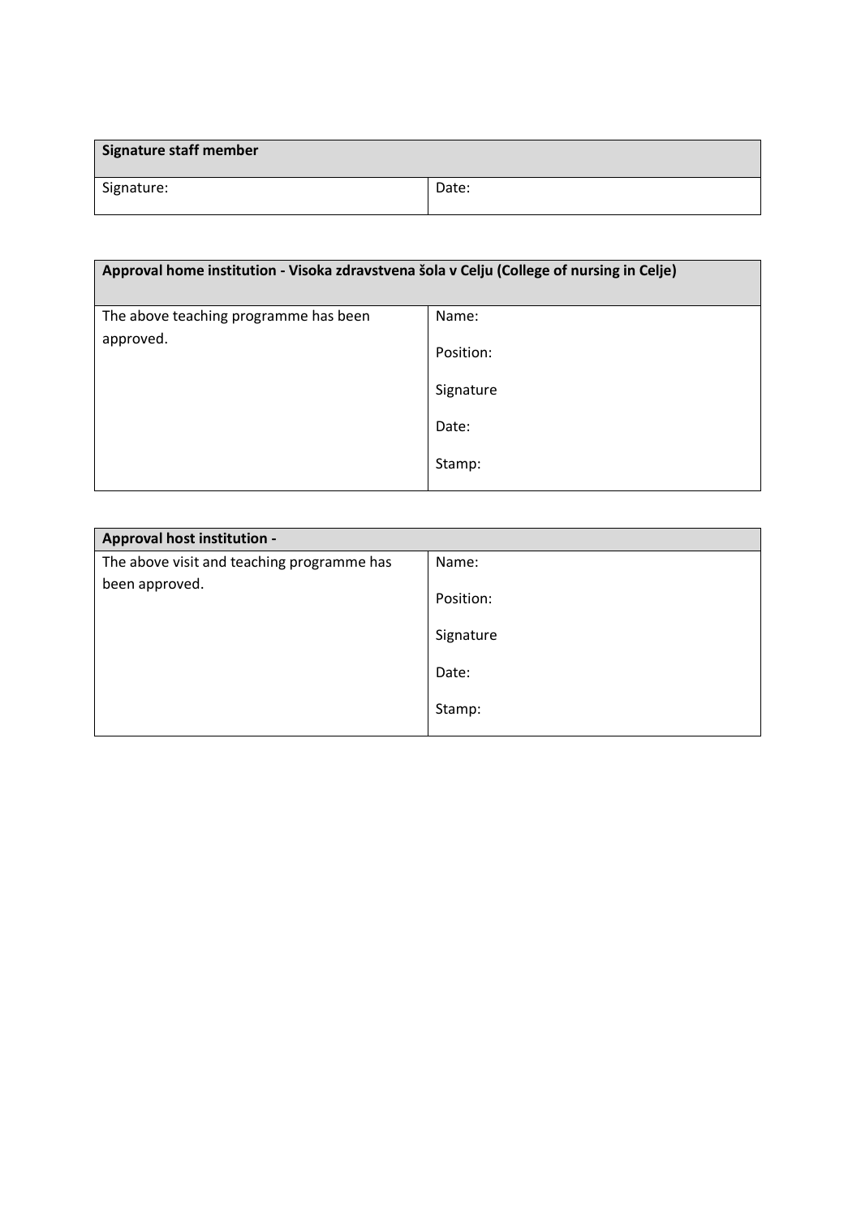| **Signature staff member** | |
| --- | --- |
| Signature: | Date: |

| **Approval home institution - Visoka zdravstvena šola v Celju (College of nursing in Celje)** | |
| --- | --- |
| The above teaching programme has been approved. | Name:<br><br>Position:<br><br>Signature<br><br>Date:<br><br>Stamp: |

| **Approval host institution -** | |
| --- | --- |
| The above visit and teaching programme has been approved. | Name:<br><br>Position:<br><br>Signature<br><br>Date:<br><br>Stamp: |